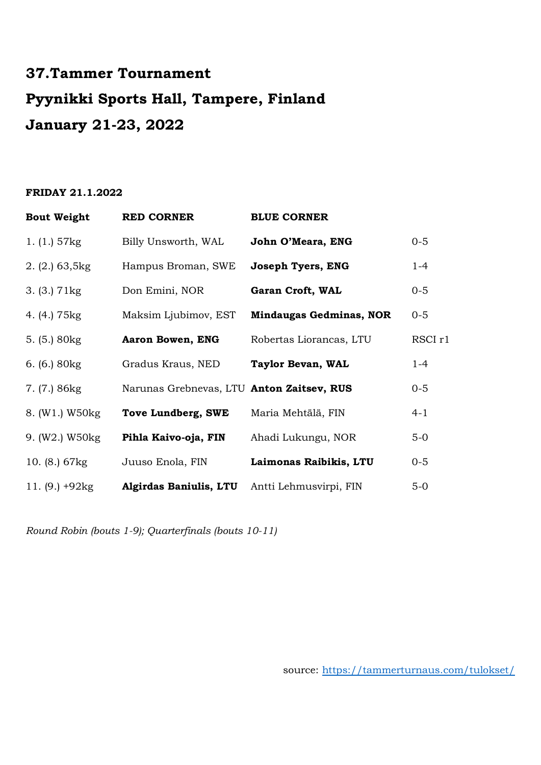# 37.Tammer Tournament
# Pyynikki Sports Hall, Tampere, Finland
# January 21-23, 2022

**FRIDAY 21.1.2022**

| Bout Weight | RED CORNER | BLUE CORNER | |
|---|---|---|---|
| 1. (1.) 57kg | Billy Unsworth, WAL | **John O'Meara, ENG** | 0-5 |
| 2. (2.) 63,5kg | Hampus Broman, SWE | **Joseph Tyers, ENG** | 1-4 |
| 3. (3.) 71kg | Don Emini, NOR | **Garan Croft, WAL** | 0-5 |
| 4. (4.) 75kg | Maksim Ljubimov, EST | **Mindaugas Gedminas, NOR** | 0-5 |
| 5. (5.) 80kg | **Aaron Bowen, ENG** | Robertas Liorancas, LTU | RSCI r1 |
| 6. (6.) 80kg | Gradus Kraus, NED | **Taylor Bevan, WAL** | 1-4 |
| 7. (7.) 86kg | Narunas Grebnevas, LTU | **Anton Zaitsev, RUS** | 0-5 |
| 8. (W1.) W50kg | **Tove Lundberg, SWE** | Maria Mehtälä, FIN | 4-1 |
| 9. (W2.) W50kg | **Pihla Kaivo-oja, FIN** | Ahadi Lukungu, NOR | 5-0 |
| 10. (8.) 67kg | Juuso Enola, FIN | **Laimonas Raibikis, LTU** | 0-5 |
| 11. (9.) +92kg | **Algirdas Baniulis, LTU** | Antti Lehmusvirpi, FIN | 5-0 |

*Round Robin (bouts 1-9); Quarterfinals (bouts 10-11)*

source: https://tammerturnaus.com/tulokset/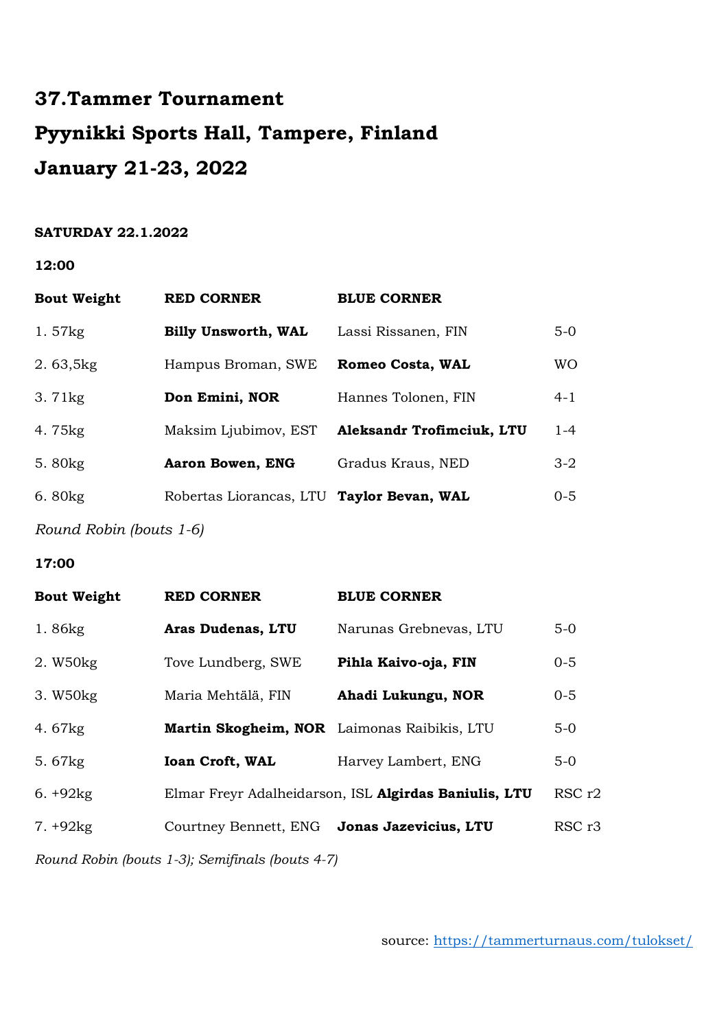# 37.Tammer Tournament

# Pyynikki Sports Hall, Tampere, Finland

# January 21-23, 2022

**SATURDAY 22.1.2022**

**12:00**

| Bout Weight | RED CORNER | BLUE CORNER | |
|---|---|---|---|
| 1. 57kg | **Billy Unsworth, WAL** | Lassi Rissanen, FIN | 5-0 |
| 2. 63,5kg | Hampus Broman, SWE | **Romeo Costa, WAL** | WO |
| 3. 71kg | **Don Emini, NOR** | Hannes Tolonen, FIN | 4-1 |
| 4. 75kg | Maksim Ljubimov, EST | **Aleksandr Trofimciuk, LTU** | 1-4 |
| 5. 80kg | **Aaron Bowen, ENG** | Gradus Kraus, NED | 3-2 |
| 6. 80kg | Robertas Liorancas, LTU | **Taylor Bevan, WAL** | 0-5 |

*Round Robin (bouts 1-6)*

**17:00**

| Bout Weight | RED CORNER | BLUE CORNER | |
|---|---|---|---|
| 1. 86kg | **Aras Dudenas, LTU** | Narunas Grebnevas, LTU | 5-0 |
| 2. W50kg | Tove Lundberg, SWE | **Pihla Kaivo-oja, FIN** | 0-5 |
| 3. W50kg | Maria Mehtälä, FIN | **Ahadi Lukungu, NOR** | 0-5 |
| 4. 67kg | **Martin Skogheim, NOR** | Laimonas Raibikis, LTU | 5-0 |
| 5. 67kg | **Ioan Croft, WAL** | Harvey Lambert, ENG | 5-0 |
| 6. +92kg | Elmar Freyr Adalheidarson, ISL | **Algirdas Baniulis, LTU** | RSC r2 |
| 7. +92kg | Courtney Bennett, ENG | **Jonas Jazevicius, LTU** | RSC r3 |

*Round Robin (bouts 1-3); Semifinals (bouts 4-7)*

source: https://tammerturnaus.com/tulokset/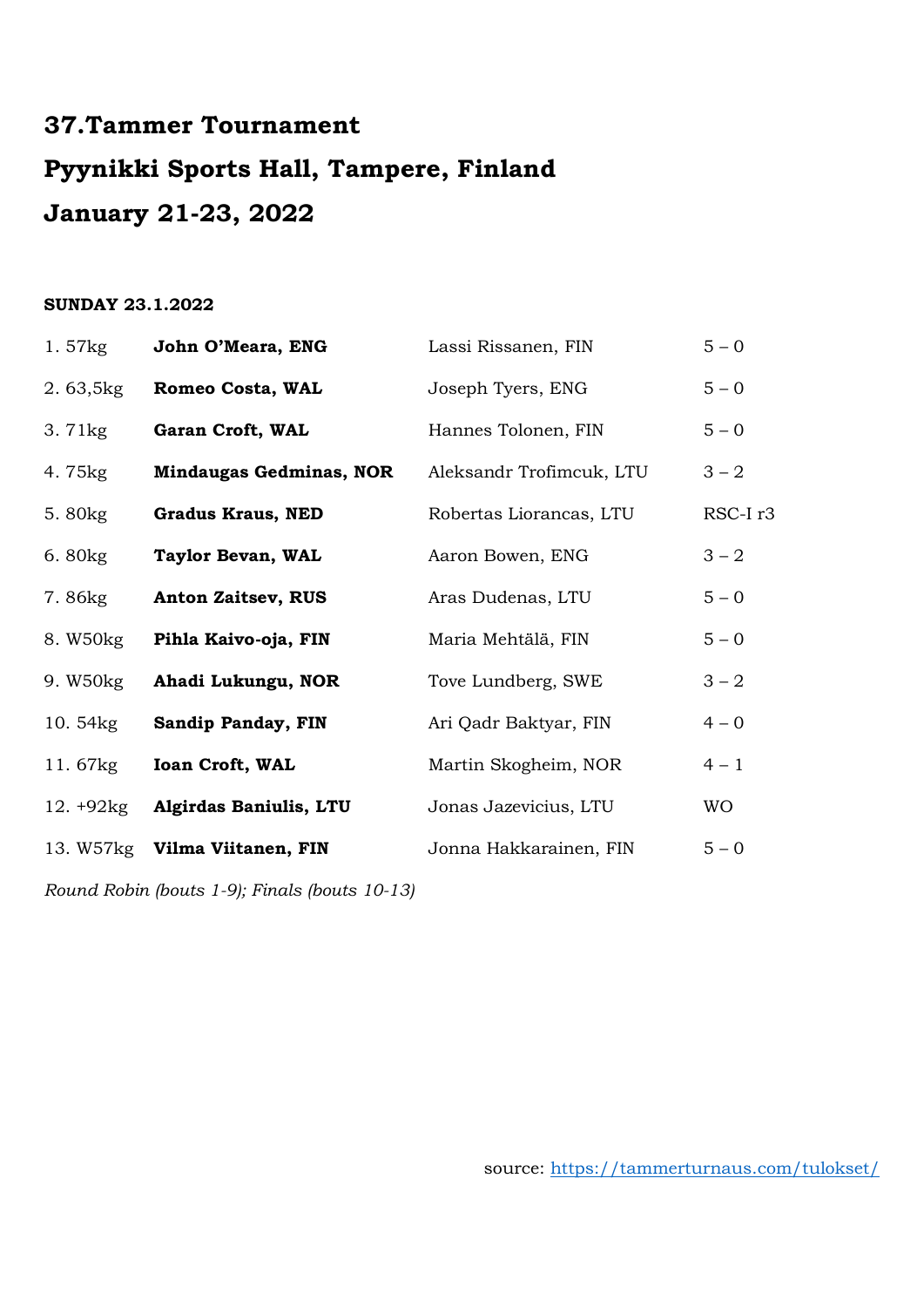# 37.Tammer Tournament
# Pyynikki Sports Hall, Tampere, Finland
# January 21-23, 2022

**SUNDAY 23.1.2022**

| | | | |
|---|---|---|---|
| 1. 57kg | **John O'Meara, ENG** | Lassi Rissanen, FIN | 5 – 0 |
| 2. 63,5kg | **Romeo Costa, WAL** | Joseph Tyers, ENG | 5 – 0 |
| 3. 71kg | **Garan Croft, WAL** | Hannes Tolonen, FIN | 5 – 0 |
| 4. 75kg | **Mindaugas Gedminas, NOR** | Aleksandr Trofimcuk, LTU | 3 – 2 |
| 5. 80kg | **Gradus Kraus, NED** | Robertas Liorancas, LTU | RSC-I r3 |
| 6. 80kg | **Taylor Bevan, WAL** | Aaron Bowen, ENG | 3 – 2 |
| 7. 86kg | **Anton Zaitsev, RUS** | Aras Dudenas, LTU | 5 – 0 |
| 8. W50kg | **Pihla Kaivo-oja, FIN** | Maria Mehtälä, FIN | 5 – 0 |
| 9. W50kg | **Ahadi Lukungu, NOR** | Tove Lundberg, SWE | 3 – 2 |
| 10. 54kg | **Sandip Panday, FIN** | Ari Qadr Baktyar, FIN | 4 – 0 |
| 11. 67kg | **Ioan Croft, WAL** | Martin Skogheim, NOR | 4 – 1 |
| 12. +92kg | **Algirdas Baniulis, LTU** | Jonas Jazevicius, LTU | WO |
| 13. W57kg | **Vilma Viitanen, FIN** | Jonna Hakkarainen, FIN | 5 – 0 |

*Round Robin (bouts 1-9); Finals (bouts 10-13)*

source: https://tammerturnaus.com/tulokset/